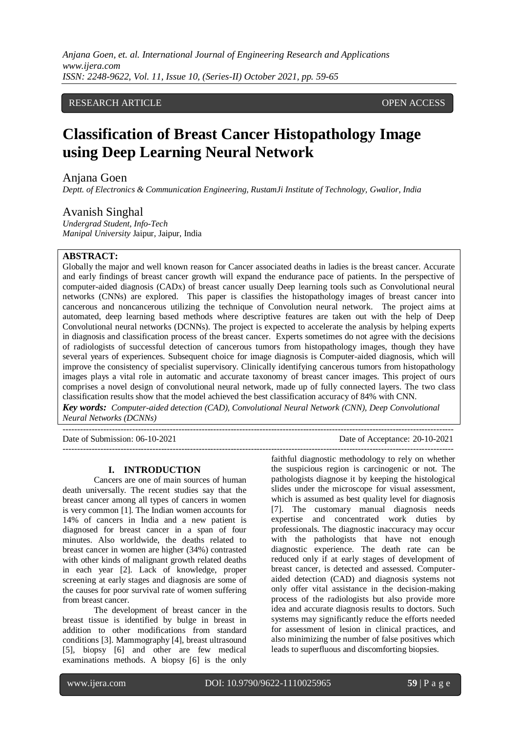RESEARCH ARTICLE OPEN ACCESS

# Classification of Breast Cancer Histopathology Image using Deep Learning Neural Network

Anjana Goen

*Deptt. of Electronics & Communication Engineering, RustamJi Institute of Technology, Gwalior, India*

Avanish Singhal

*Undergrad Student, Info-Tech*
*Manipal University* Jaipur, Jaipur, India

**ABSTRACT:**

Globally the major and well known reason for Cancer associated deaths in ladies is the breast cancer. Accurate and early findings of breast cancer growth will expand the endurance pace of patients. In the perspective of computer-aided diagnosis (CADx) of breast cancer usually Deep learning tools such as Convolutional neural networks (CNNs) are explored. This paper is classifies the histopathology images of breast cancer into cancerous and noncancerous utilizing the technique of Convolution neural network. The project aims at automated, deep learning based methods where descriptive features are taken out with the help of Deep Convolutional neural networks (DCNNs). The project is expected to accelerate the analysis by helping experts in diagnosis and classification process of the breast cancer. Experts sometimes do not agree with the decisions of radiologists of successful detection of cancerous tumors from histopathology images, though they have several years of experiences. Subsequent choice for image diagnosis is Computer-aided diagnosis, which will improve the consistency of specialist supervisory. Clinically identifying cancerous tumors from histopathology images plays a vital role in automatic and accurate taxonomy of breast cancer images. This project of ours comprises a novel design of convolutional neural network, made up of fully connected layers. The two class classification results show that the model achieved the best classification accuracy of 84% with CNN.

***Key words:*** *Computer-aided detection (CAD), Convolutional Neural Network (CNN), Deep Convolutional Neural Networks (DCNNs)*

Date of Submission: 06-10-2021 Date of Acceptance: 20-10-2021

## I. INTRODUCTION

Cancers are one of main sources of human death universally. The recent studies say that the breast cancer among all types of cancers in women is very common [1]. The Indian women accounts for 14% of cancers in India and a new patient is diagnosed for breast cancer in a span of four minutes. Also worldwide, the deaths related to breast cancer in women are higher (34%) contrasted with other kinds of malignant growth related deaths in each year [2]. Lack of knowledge, proper screening at early stages and diagnosis are some of the causes for poor survival rate of women suffering from breast cancer.

The development of breast cancer in the breast tissue is identified by bulge in breast in addition to other modifications from standard conditions [3]. Mammography [4], breast ultrasound [5], biopsy [6] and other are few medical examinations methods. A biopsy [6] is the only faithful diagnostic methodology to rely on whether the suspicious region is carcinogenic or not. The pathologists diagnose it by keeping the histological slides under the microscope for visual assessment, which is assumed as best quality level for diagnosis [7]. The customary manual diagnosis needs expertise and concentrated work duties by professionals. The diagnostic inaccuracy may occur with the pathologists that have not enough diagnostic experience. The death rate can be reduced only if at early stages of development of breast cancer, is detected and assessed. Computer-aided detection (CAD) and diagnosis systems not only offer vital assistance in the decision-making process of the radiologists but also provide more idea and accurate diagnosis results to doctors. Such systems may significantly reduce the efforts needed for assessment of lesion in clinical practices, and also minimizing the number of false positives which leads to superfluous and discomforting biopsies.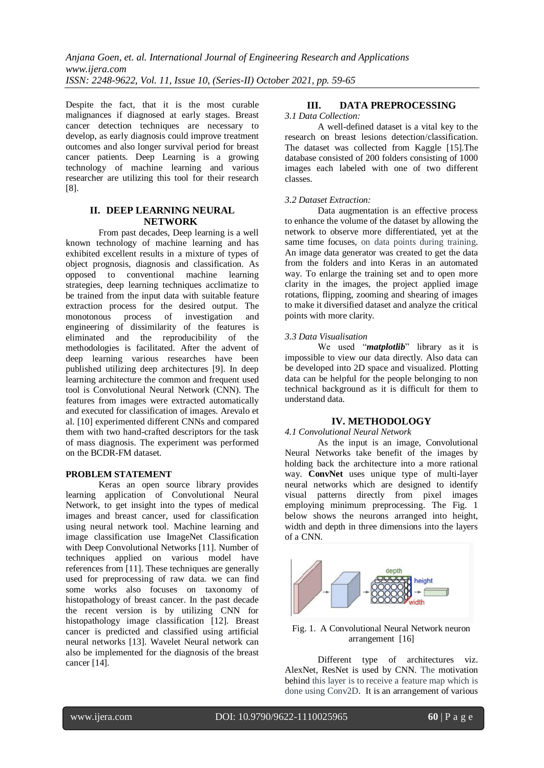Despite the fact, that it is the most curable malignances if diagnosed at early stages. Breast cancer detection techniques are necessary to develop, as early diagnosis could improve treatment outcomes and also longer survival period for breast cancer patients. Deep Learning is a growing technology of machine learning and various researcher are utilizing this tool for their research [8].

## II. DEEP LEARNING NEURAL NETWORK

From past decades, Deep learning is a well known technology of machine learning and has exhibited excellent results in a mixture of types of object prognosis, diagnosis and classification. As opposed to conventional machine learning strategies, deep learning techniques acclimatize to be trained from the input data with suitable feature extraction process for the desired output. The monotonous process of investigation and engineering of dissimilarity of the features is eliminated and the reproducibility of the methodologies is facilitated. After the advent of deep learning various researches have been published utilizing deep architectures [9]. In deep learning architecture the common and frequent used tool is Convolutional Neural Network (CNN). The features from images were extracted automatically and executed for classification of images. Arevalo et al. [10] experimented different CNNs and compared them with two hand-crafted descriptors for the task of mass diagnosis. The experiment was performed on the BCDR-FM dataset.

### PROBLEM STATEMENT

Keras an open source library provides learning application of Convolutional Neural Network, to get insight into the types of medical images and breast cancer, used for classification using neural network tool. Machine learning and image classification use ImageNet Classification with Deep Convolutional Networks [11]. Number of techniques applied on various model have references from [11]. These techniques are generally used for preprocessing of raw data. we can find some works also focuses on taxonomy of histopathology of breast cancer. In the past decade the recent version is by utilizing CNN for histopathology image classification [12]. Breast cancer is predicted and classified using artificial neural networks [13]. Wavelet Neural network can also be implemented for the diagnosis of the breast cancer [14].

## III. DATA PREPROCESSING

*3.1 Data Collection:*

A well-defined dataset is a vital key to the research on breast lesions detection/classification. The dataset was collected from Kaggle [15].The database consisted of 200 folders consisting of 1000 images each labeled with one of two different classes.

*3.2 Dataset Extraction:*

Data augmentation is an effective process to enhance the volume of the dataset by allowing the network to observe more differentiated, yet at the same time focuses, on data points during training. An image data generator was created to get the data from the folders and into Keras in an automated way. To enlarge the training set and to open more clarity in the images, the project applied image rotations, flipping, zooming and shearing of images to make it diversified dataset and analyze the critical points with more clarity.

*3.3 Data Visualisation*

We used "***matplotlib***" library as it is impossible to view our data directly. Also data can be developed into 2D space and visualized. Plotting data can be helpful for the people belonging to non technical background as it is difficult for them to understand data.

## IV. METHODOLOGY

*4.1 Convolutional Neural Network*

As the input is an image, Convolutional Neural Networks take benefit of the images by holding back the architecture into a more rational way. **ConvNet** uses unique type of multi-layer neural networks which are designed to identify visual patterns directly from pixel images employing minimum preprocessing. The Fig. 1 below shows the neurons arranged into height, width and depth in three dimensions into the layers of a CNN.

Fig. 1. A Convolutional Neural Network neuron arrangement [16]

Different type of architectures viz. AlexNet, ResNet is used by CNN. The motivation behind this layer is to receive a feature map which is done using Conv2D. It is an arrangement of various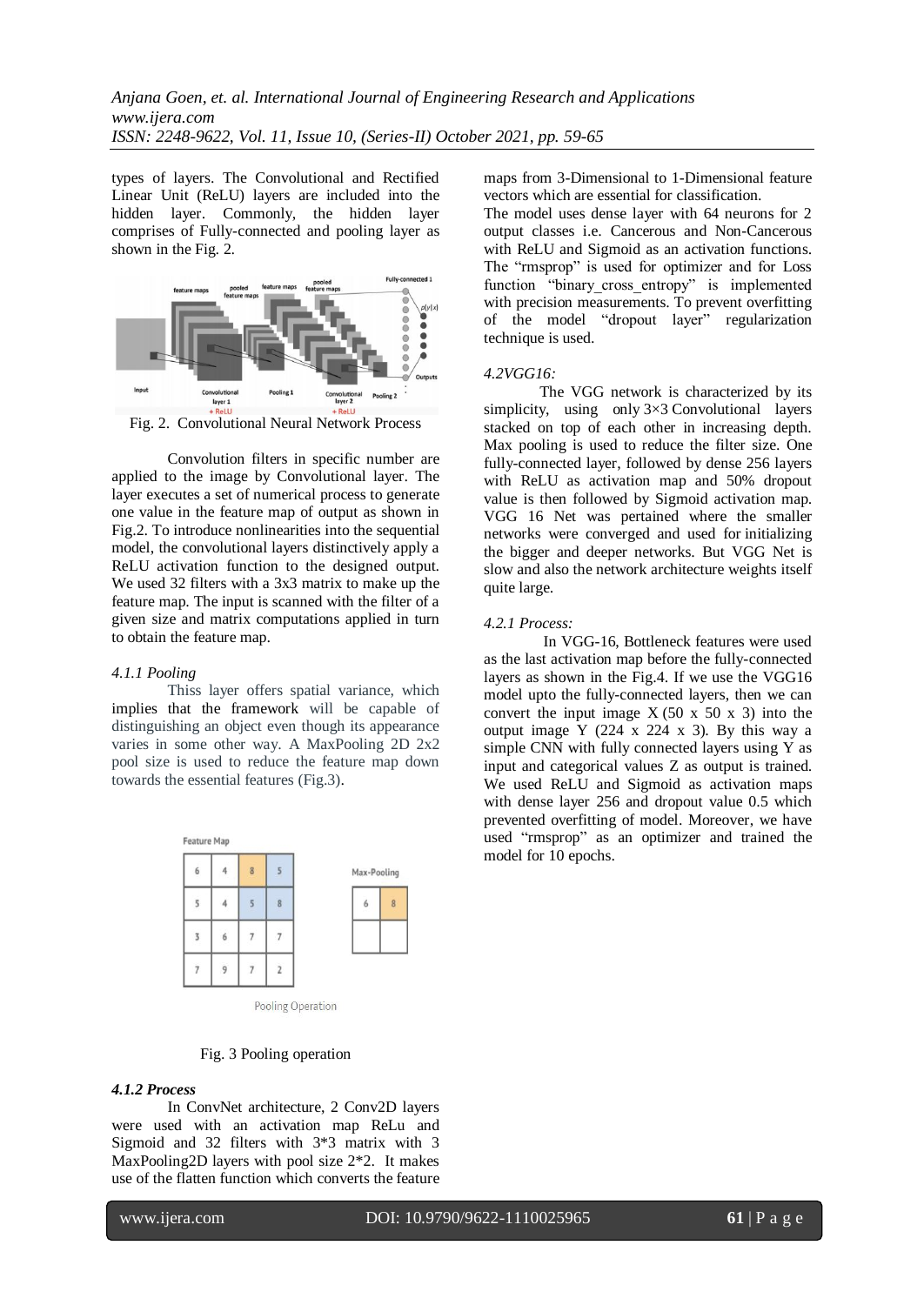types of layers. The Convolutional and Rectified Linear Unit (ReLU) layers are included into the hidden layer. Commonly, the hidden layer comprises of Fully-connected and pooling layer as shown in the Fig. 2.

Fig. 2. Convolutional Neural Network Process

Convolution filters in specific number are applied to the image by Convolutional layer. The layer executes a set of numerical process to generate one value in the feature map of output as shown in Fig.2. To introduce nonlinearities into the sequential model, the convolutional layers distinctively apply a ReLU activation function to the designed output. We used 32 filters with a 3x3 matrix to make up the feature map. The input is scanned with the filter of a given size and matrix computations applied in turn to obtain the feature map.

#### *4.1.1 Pooling*

Thiss layer offers spatial variance, which implies that the framework will be capable of distinguishing an object even though its appearance varies in some other way. A MaxPooling 2D 2x2 pool size is used to reduce the feature map down towards the essential features (Fig.3).

Fig. 3 Pooling operation

#### ***4.1.2 Process***

In ConvNet architecture, 2 Conv2D layers were used with an activation map ReLu and Sigmoid and 32 filters with 3*3 matrix with 3 MaxPooling2D layers with pool size 2*2. It makes use of the flatten function which converts the feature maps from 3-Dimensional to 1-Dimensional feature vectors which are essential for classification.

The model uses dense layer with 64 neurons for 2 output classes i.e. Cancerous and Non-Cancerous with ReLU and Sigmoid as an activation functions. The "rmsprop" is used for optimizer and for Loss function "binary_cross_entropy" is implemented with precision measurements. To prevent overfitting of the model "dropout layer" regularization technique is used.

### *4.2VGG16:*

The VGG network is characterized by its simplicity, using only 3×3 Convolutional layers stacked on top of each other in increasing depth. Max pooling is used to reduce the filter size. One fully-connected layer, followed by dense 256 layers with ReLU as activation map and 50% dropout value is then followed by Sigmoid activation map. VGG 16 Net was pertained where the smaller networks were converged and used for initializing the bigger and deeper networks. But VGG Net is slow and also the network architecture weights itself quite large.

#### *4.2.1 Process:*

In VGG-16, Bottleneck features were used as the last activation map before the fully-connected layers as shown in the Fig.4. If we use the VGG16 model upto the fully-connected layers, then we can convert the input image X (50 x 50 x 3) into the output image Y (224 x 224 x 3). By this way a simple CNN with fully connected layers using Y as input and categorical values Z as output is trained. We used ReLU and Sigmoid as activation maps with dense layer 256 and dropout value 0.5 which prevented overfitting of model. Moreover, we have used "rmsprop" as an optimizer and trained the model for 10 epochs.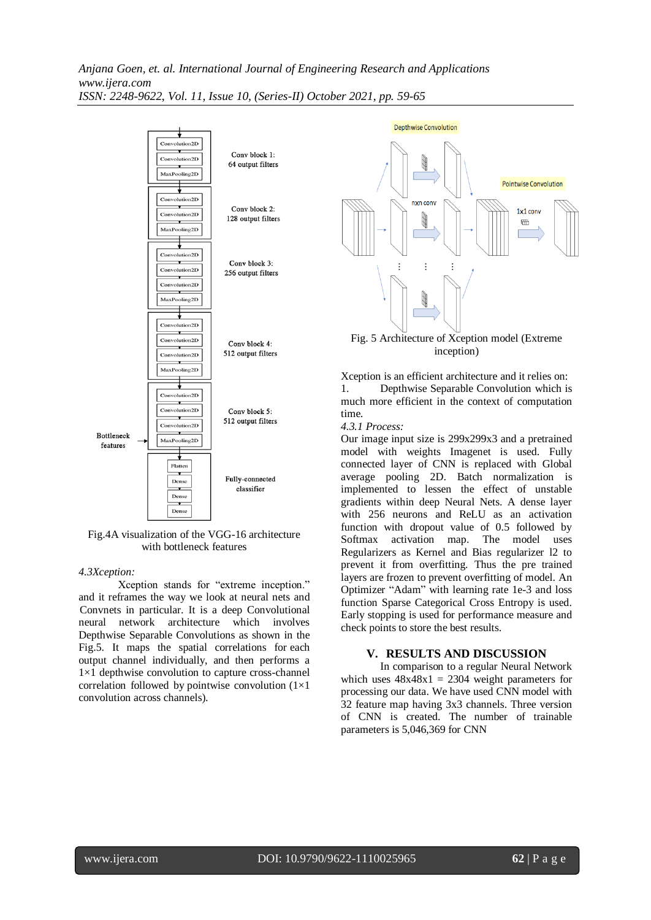Fig.4A visualization of the VGG-16 architecture with bottleneck features

### 4.3Xception:

Xception stands for "extreme inception." and it reframes the way we look at neural nets and Convnets in particular. It is a deep Convolutional neural network architecture which involves Depthwise Separable Convolutions as shown in the Fig.5. It maps the spatial correlations for each output channel individually, and then performs a 1×1 depthwise convolution to capture cross-channel correlation followed by pointwise convolution (1×1 convolution across channels).

Fig. 5 Architecture of Xception model (Extreme inception)

Xception is an efficient architecture and it relies on:

1. Depthwise Separable Convolution which is much more efficient in the context of computation time.

*4.3.1 Process:*

Our image input size is 299x299x3 and a pretrained model with weights Imagenet is used. Fully connected layer of CNN is replaced with Global average pooling 2D. Batch normalization is implemented to lessen the effect of unstable gradients within deep Neural Nets. A dense layer with 256 neurons and ReLU as an activation function with dropout value of 0.5 followed by Softmax activation map. The model uses Regularizers as Kernel and Bias regularizer l2 to prevent it from overfitting. Thus the pre trained layers are frozen to prevent overfitting of model. An Optimizer "Adam" with learning rate 1e-3 and loss function Sparse Categorical Cross Entropy is used. Early stopping is used for performance measure and check points to store the best results.

## V. RESULTS AND DISCUSSION

In comparison to a regular Neural Network which uses 48x48x1 = 2304 weight parameters for processing our data. We have used CNN model with 32 feature map having 3x3 channels. Three version of CNN is created. The number of trainable parameters is 5,046,369 for CNN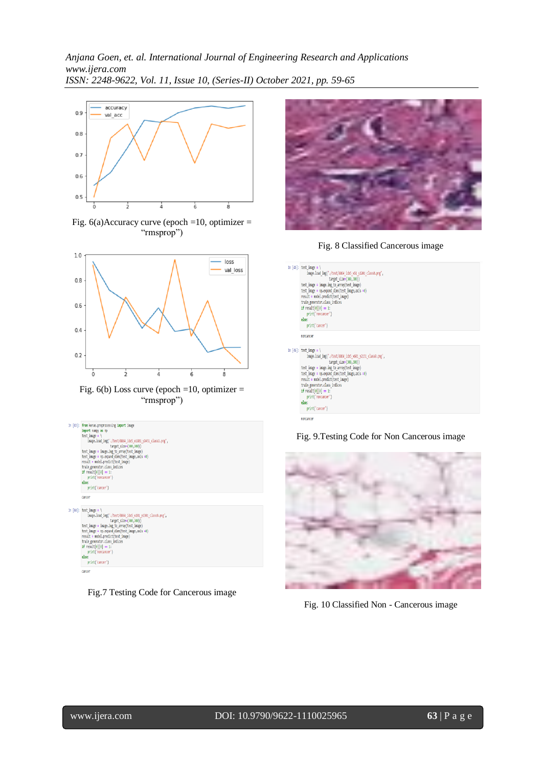Fig. 6(a)Accuracy curve (epoch =10, optimizer = "rmsprop")

Fig. 6(b) Loss curve (epoch =10, optimizer = "rmsprop")

```
In [43]: from keras.preprocessing import image
         import numpy as np
         test_image = \
             image.load_img('./test/8864_idx5_x1801_y2431_class1.png',
                            target_size=(300,300))
         test_image = image.img_to_array(test_image)
         test_image = np.expand_dims(test_image,axis =0)
         result = model.predict(test_image)
         train_generator.class_indices
         if result[0][0] == 1:
             print('noncancer')
         else:
             print('cancer')

         cancer
```

```
In [44]: test_image = \
             image.load_img('./test/8864_idx5_x201_y1301_class0.png',
                            target_size=(300,300))
         test_image = image.img_to_array(test_image)
         test_image = np.expand_dims(test_image,axis =0)
         result = model.predict(test_image)
         train_generator.class_indices
         if result[0][0] == 1:
             print('noncancer')
         else:
             print('cancer')

         cancer
```

Fig.7 Testing Code for Cancerous image

Fig. 8 Classified Cancerous image

```
In [45]: test_image = \
             image.load_img('./test/8864_idx5_x51_y2201_class0.png',
                            target_size=(300,300))
         test_image = image.img_to_array(test_image)
         test_image = np.expand_dims(test_image,axis =0)
         result = model.predict(test_image)
         train_generator.class_indices
         if result[0][0] == 1:
             print('noncancer')
         else:
             print('cancer')

         noncancer
```

```
In [46]: test_image = \
             image.load_img('./test/8864_idx5_x801_y2151_class0.png',
                            target_size=(300,300))
         test_image = image.img_to_array(test_image)
         test_image = np.expand_dims(test_image,axis =0)
         result = model.predict(test_image)
         train_generator.class_indices
         if result[0][0] == 1:
             print('noncancer')
         else:
             print('cancer')

         noncancer
```

Fig. 9.Testing Code for Non Cancerous image

Fig. 10 Classified Non - Cancerous image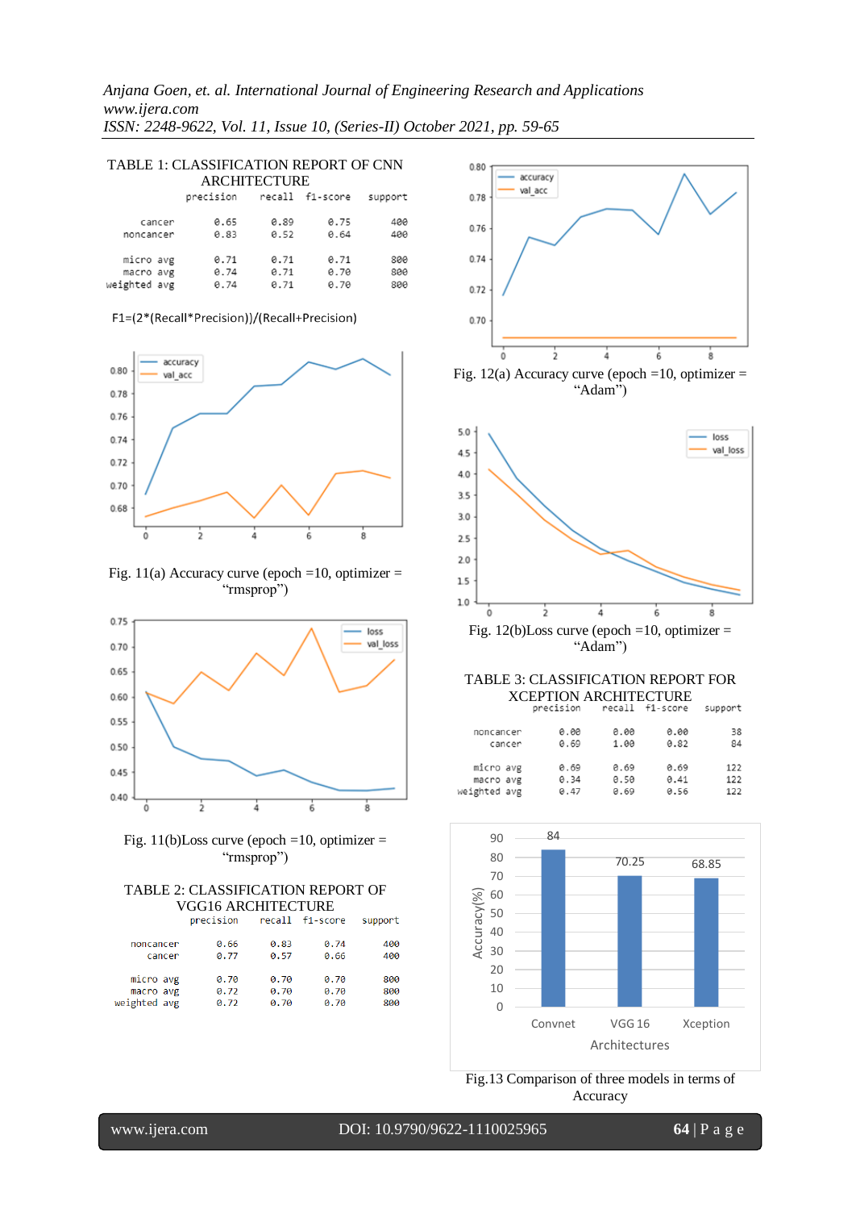TABLE 1: CLASSIFICATION REPORT OF CNN ARCHITECTURE

| | precision | recall | f1-score | support |
|---|---|---|---|---|
| cancer | 0.65 | 0.89 | 0.75 | 400 |
| noncancer | 0.83 | 0.52 | 0.64 | 400 |
| micro avg | 0.71 | 0.71 | 0.71 | 800 |
| macro avg | 0.74 | 0.71 | 0.70 | 800 |
| weighted avg | 0.74 | 0.71 | 0.70 | 800 |

F1=(2*(Recall*Precision))/(Recall+Precision)

Fig. 11(a) Accuracy curve (epoch =10, optimizer = "rmsprop")

Fig. 11(b)Loss curve (epoch =10, optimizer = "rmsprop")

TABLE 2: CLASSIFICATION REPORT OF VGG16 ARCHITECTURE

| | precision | recall | f1-score | support |
|---|---|---|---|---|
| noncancer | 0.66 | 0.83 | 0.74 | 400 |
| cancer | 0.77 | 0.57 | 0.66 | 400 |
| micro avg | 0.70 | 0.70 | 0.70 | 800 |
| macro avg | 0.72 | 0.70 | 0.70 | 800 |
| weighted avg | 0.72 | 0.70 | 0.70 | 800 |

Fig. 12(a) Accuracy curve (epoch =10, optimizer = "Adam")

Fig. 12(b)Loss curve (epoch =10, optimizer = "Adam")

TABLE 3: CLASSIFICATION REPORT FOR XCEPTION ARCHITECTURE

| | precision | recall | f1-score | support |
|---|---|---|---|---|
| noncancer | 0.00 | 0.00 | 0.00 | 38 |
| cancer | 0.69 | 1.00 | 0.82 | 84 |
| micro avg | 0.69 | 0.69 | 0.69 | 122 |
| macro avg | 0.34 | 0.50 | 0.41 | 122 |
| weighted avg | 0.47 | 0.69 | 0.56 | 122 |

Fig.13 Comparison of three models in terms of Accuracy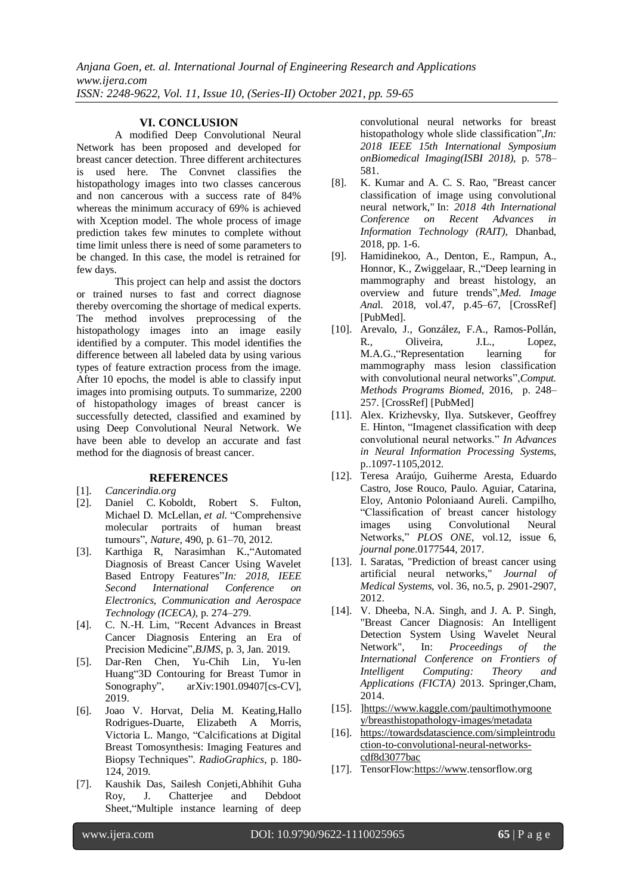## VI. CONCLUSION

A modified Deep Convolutional Neural Network has been proposed and developed for breast cancer detection. Three different architectures is used here. The Convnet classifies the histopathology images into two classes cancerous and non cancerous with a success rate of 84% whereas the minimum accuracy of 69% is achieved with Xception model. The whole process of image prediction takes few minutes to complete without time limit unless there is need of some parameters to be changed. In this case, the model is retrained for few days.

This project can help and assist the doctors or trained nurses to fast and correct diagnose thereby overcoming the shortage of medical experts. The method involves preprocessing of the histopathology images into an image easily identified by a computer. This model identifies the difference between all labeled data by using various types of feature extraction process from the image. After 10 epochs, the model is able to classify input images into promising outputs. To summarize, 2200 of histopathology images of breast cancer is successfully detected, classified and examined by using Deep Convolutional Neural Network. We have been able to develop an accurate and fast method for the diagnosis of breast cancer.

## REFERENCES

[1]. *Cancerindia.org*

[2]. Daniel C. Koboldt, Robert S. Fulton, Michael D. McLellan, *et al.* "Comprehensive molecular portraits of human breast tumours", *Nature*, 490, p. 61–70, 2012.

[3]. Karthiga R, Narasimhan K.,"Automated Diagnosis of Breast Cancer Using Wavelet Based Entropy Features"*In: 2018, IEEE Second International Conference on Electronics, Communication and Aerospace Technology (ICECA)*, p. 274–279.

[4]. C. N.-H. Lim, "Recent Advances in Breast Cancer Diagnosis Entering an Era of Precision Medicine",*BJMS*, p. 3, Jan. 2019.

[5]. Dar-Ren Chen, Yu-Chih Lin, Yu-len Huang"3D Contouring for Breast Tumor in Sonography", arXiv:1901.09407[cs-CV], 2019.

[6]. Joao V. Horvat, Delia M. Keating,Hallo Rodrigues-Duarte, Elizabeth A Morris, Victoria L. Mango, "Calcifications at Digital Breast Tomosynthesis: Imaging Features and Biopsy Techniques". *RadioGraphics*, p. 180-124, 2019.

[7]. Kaushik Das, Sailesh Conjeti,Abhihit Guha Roy, J. Chatterjee and Debdoot Sheet,"Multiple instance learning of deep convolutional neural networks for breast histopathology whole slide classification",*In: 2018 IEEE 15th International Symposium onBiomedical Imaging(ISBI 2018)*, p. 578–581.

[8]. K. Kumar and A. C. S. Rao, "Breast cancer classification of image using convolutional neural network," In: *2018 4th International Conference on Recent Advances in Information Technology (RAIT)*, Dhanbad, 2018, pp. 1-6.

[9]. Hamidinekoo, A., Denton, E., Rampun, A., Honnor, K., Zwiggelaar, R.,"Deep learning in mammography and breast histology, an overview and future trends",*Med. Image Anal.* 2018, vol.47, p.45–67, [CrossRef] [PubMed].

[10]. Arevalo, J., González, F.A., Ramos-Pollán, R., Oliveira, J.L., Lopez, M.A.G.,"Representation learning for mammography mass lesion classification with convolutional neural networks",*Comput. Methods Programs Biomed*, 2016, p. 248–257. [CrossRef] [PubMed]

[11]. Alex. Krizhevsky, Ilya. Sutskever, Geoffrey E. Hinton, "Imagenet classification with deep convolutional neural networks." *In Advances in Neural Information Processing Systems*, p..1097-1105,2012.

[12]. Teresa Araújo, Guiherme Aresta, Eduardo Castro, Jose Rouco, Paulo. Aguiar, Catarina, Eloy, Antonio Poloniaand Aureli. Campilho, "Classification of breast cancer histology images using Convolutional Neural Networks," *PLOS ONE*, vol.12, issue 6, *journal pone*.0177544, 2017.

[13]. I. Saratas, "Prediction of breast cancer using artificial neural networks," *Journal of Medical Systems*, vol. 36, no.5, p. 2901-2907, 2012.

[14]. V. Dheeba, N.A. Singh, and J. A. P. Singh, "Breast Cancer Diagnosis: An Intelligent Detection System Using Wavelet Neural Network", In: *Proceedings of the International Conference on Frontiers of Intelligent Computing: Theory and Applications (FICTA)* 2013. Springer,Cham, 2014.

[15]. ]https://www.kaggle.com/paultimothymooney/breasthistopathology-images/metadata

[16]. https://towardsdatascience.com/simpleintroduction-to-convolutional-neural-networks-cdf8d3077bac

[17]. TensorFlow:https://www.tensorflow.org